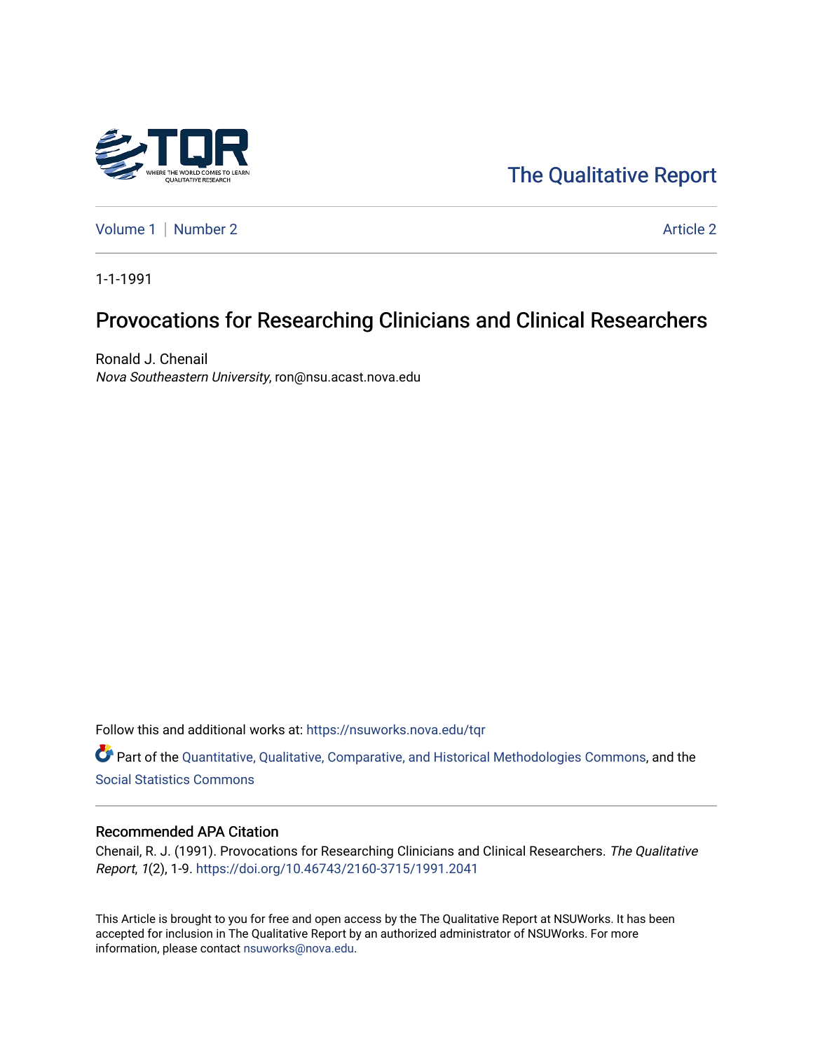The Qualitative Report

Volume 1 | Number 2 | Article 2

1-1-1991

# Provocations for Researching Clinicians and Clinical Researchers

Ronald J. Chenail
*Nova Southeastern University*, ron@nsu.acast.nova.edu

Follow this and additional works at: https://nsuworks.nova.edu/tqr

Part of the Quantitative, Qualitative, Comparative, and Historical Methodologies Commons, and the Social Statistics Commons

## Recommended APA Citation

Chenail, R. J. (1991). Provocations for Researching Clinicians and Clinical Researchers. *The Qualitative Report*, *1*(2), 1-9. https://doi.org/10.46743/2160-3715/1991.2041

This Article is brought to you for free and open access by the The Qualitative Report at NSUWorks. It has been accepted for inclusion in The Qualitative Report by an authorized administrator of NSUWorks. For more information, please contact nsuworks@nova.edu.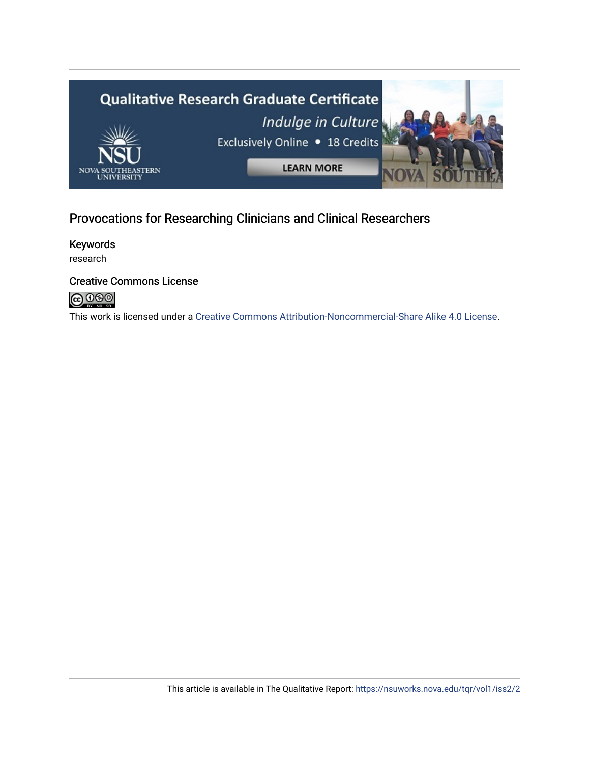Provocations for Researching Clinicians and Clinical Researchers

## Keywords

research

## Creative Commons License

This work is licensed under a Creative Commons Attribution-Noncommercial-Share Alike 4.0 License.

This article is available in The Qualitative Report: https://nsuworks.nova.edu/tqr/vol1/iss2/2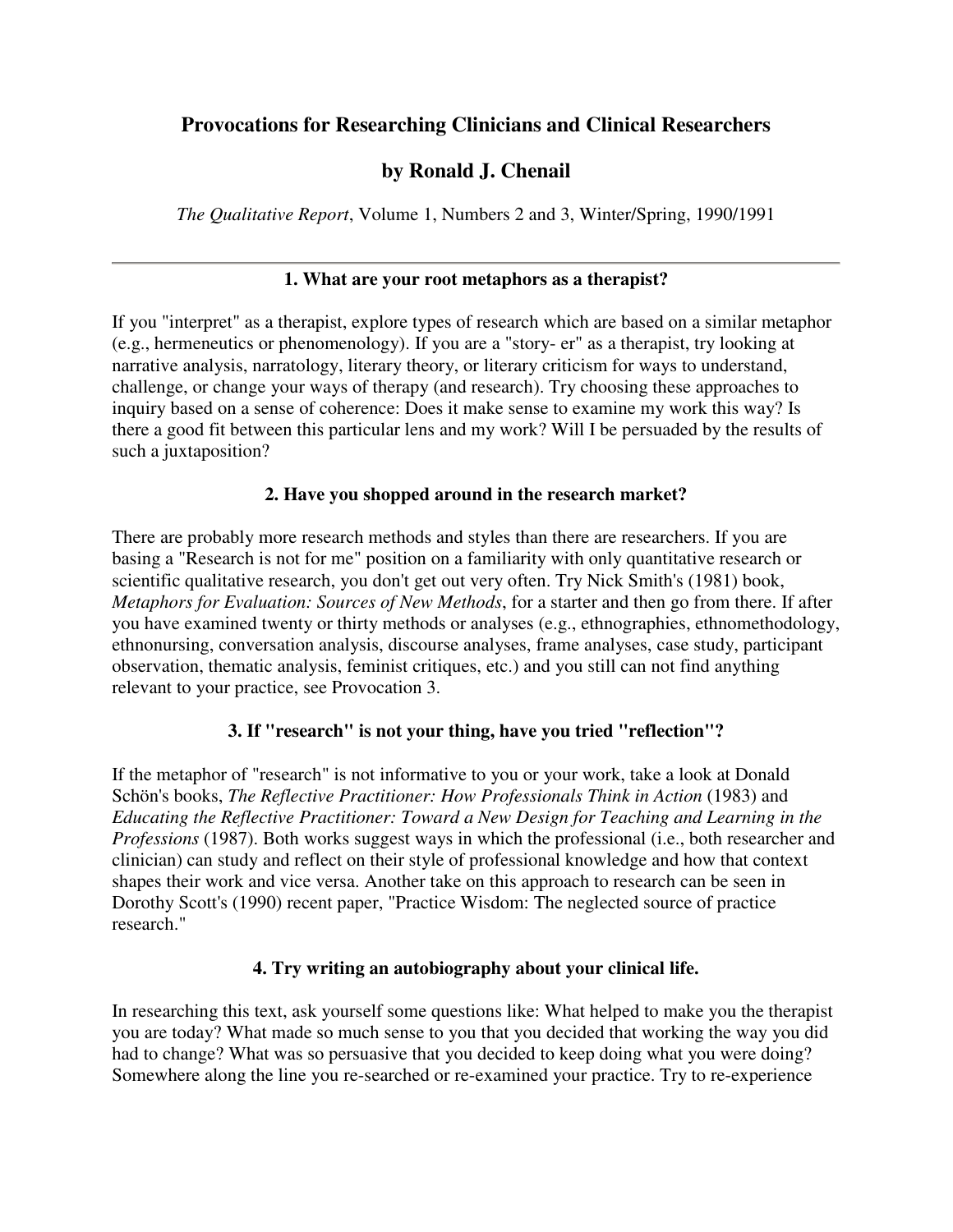# Provocations for Researching Clinicians and Clinical Researchers

## by Ronald J. Chenail

*The Qualitative Report*, Volume 1, Numbers 2 and 3, Winter/Spring, 1990/1991

---

### 1. What are your root metaphors as a therapist?

If you "interpret" as a therapist, explore types of research which are based on a similar metaphor (e.g., hermeneutics or phenomenology). If you are a "story- er" as a therapist, try looking at narrative analysis, narratology, literary theory, or literary criticism for ways to understand, challenge, or change your ways of therapy (and research). Try choosing these approaches to inquiry based on a sense of coherence: Does it make sense to examine my work this way? Is there a good fit between this particular lens and my work? Will I be persuaded by the results of such a juxtaposition?

### 2. Have you shopped around in the research market?

There are probably more research methods and styles than there are researchers. If you are basing a "Research is not for me" position on a familiarity with only quantitative research or scientific qualitative research, you don't get out very often. Try Nick Smith's (1981) book, *Metaphors for Evaluation: Sources of New Methods*, for a starter and then go from there. If after you have examined twenty or thirty methods or analyses (e.g., ethnographies, ethnomethodology, ethnonursing, conversation analysis, discourse analyses, frame analyses, case study, participant observation, thematic analysis, feminist critiques, etc.) and you still can not find anything relevant to your practice, see Provocation 3.

### 3. If "research" is not your thing, have you tried "reflection"?

If the metaphor of "research" is not informative to you or your work, take a look at Donald Schön's books, *The Reflective Practitioner: How Professionals Think in Action* (1983) and *Educating the Reflective Practitioner: Toward a New Design for Teaching and Learning in the Professions* (1987). Both works suggest ways in which the professional (i.e., both researcher and clinician) can study and reflect on their style of professional knowledge and how that context shapes their work and vice versa. Another take on this approach to research can be seen in Dorothy Scott's (1990) recent paper, "Practice Wisdom: The neglected source of practice research."

### 4. Try writing an autobiography about your clinical life.

In researching this text, ask yourself some questions like: What helped to make you the therapist you are today? What made so much sense to you that you decided that working the way you did had to change? What was so persuasive that you decided to keep doing what you were doing? Somewhere along the line you re-searched or re-examined your practice. Try to re-experience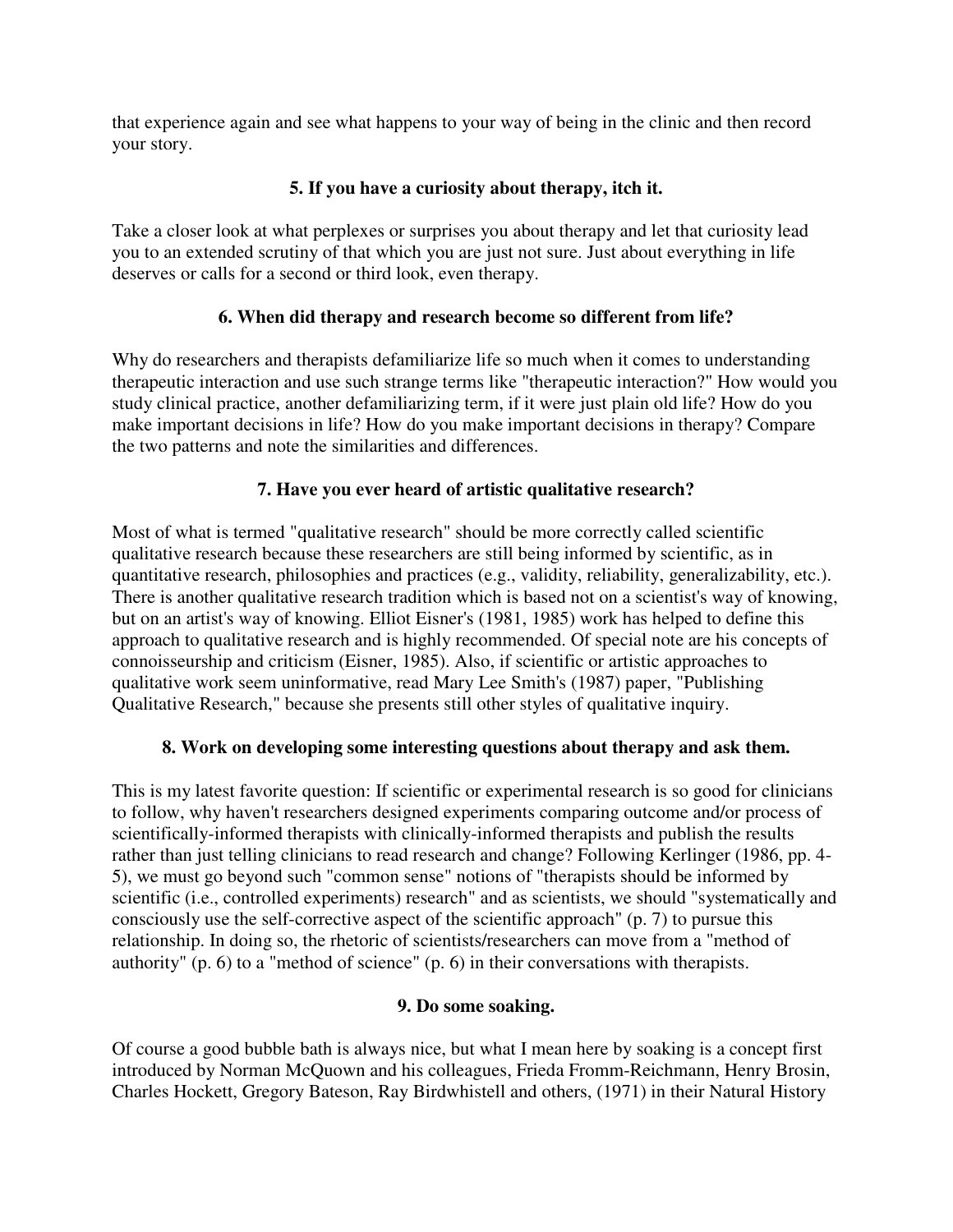that experience again and see what happens to your way of being in the clinic and then record your story.

### 5. If you have a curiosity about therapy, itch it.

Take a closer look at what perplexes or surprises you about therapy and let that curiosity lead you to an extended scrutiny of that which you are just not sure. Just about everything in life deserves or calls for a second or third look, even therapy.

### 6. When did therapy and research become so different from life?

Why do researchers and therapists defamiliarize life so much when it comes to understanding therapeutic interaction and use such strange terms like "therapeutic interaction?" How would you study clinical practice, another defamiliarizing term, if it were just plain old life? How do you make important decisions in life? How do you make important decisions in therapy? Compare the two patterns and note the similarities and differences.

### 7. Have you ever heard of artistic qualitative research?

Most of what is termed "qualitative research" should be more correctly called scientific qualitative research because these researchers are still being informed by scientific, as in quantitative research, philosophies and practices (e.g., validity, reliability, generalizability, etc.). There is another qualitative research tradition which is based not on a scientist's way of knowing, but on an artist's way of knowing. Elliot Eisner's (1981, 1985) work has helped to define this approach to qualitative research and is highly recommended. Of special note are his concepts of connoisseurship and criticism (Eisner, 1985). Also, if scientific or artistic approaches to qualitative work seem uninformative, read Mary Lee Smith's (1987) paper, "Publishing Qualitative Research," because she presents still other styles of qualitative inquiry.

### 8. Work on developing some interesting questions about therapy and ask them.

This is my latest favorite question: If scientific or experimental research is so good for clinicians to follow, why haven't researchers designed experiments comparing outcome and/or process of scientifically-informed therapists with clinically-informed therapists and publish the results rather than just telling clinicians to read research and change? Following Kerlinger (1986, pp. 4-5), we must go beyond such "common sense" notions of "therapists should be informed by scientific (i.e., controlled experiments) research" and as scientists, we should "systematically and consciously use the self-corrective aspect of the scientific approach" (p. 7) to pursue this relationship. In doing so, the rhetoric of scientists/researchers can move from a "method of authority" (p. 6) to a "method of science" (p. 6) in their conversations with therapists.

### 9. Do some soaking.

Of course a good bubble bath is always nice, but what I mean here by soaking is a concept first introduced by Norman McQuown and his colleagues, Frieda Fromm-Reichmann, Henry Brosin, Charles Hockett, Gregory Bateson, Ray Birdwhistell and others, (1971) in their Natural History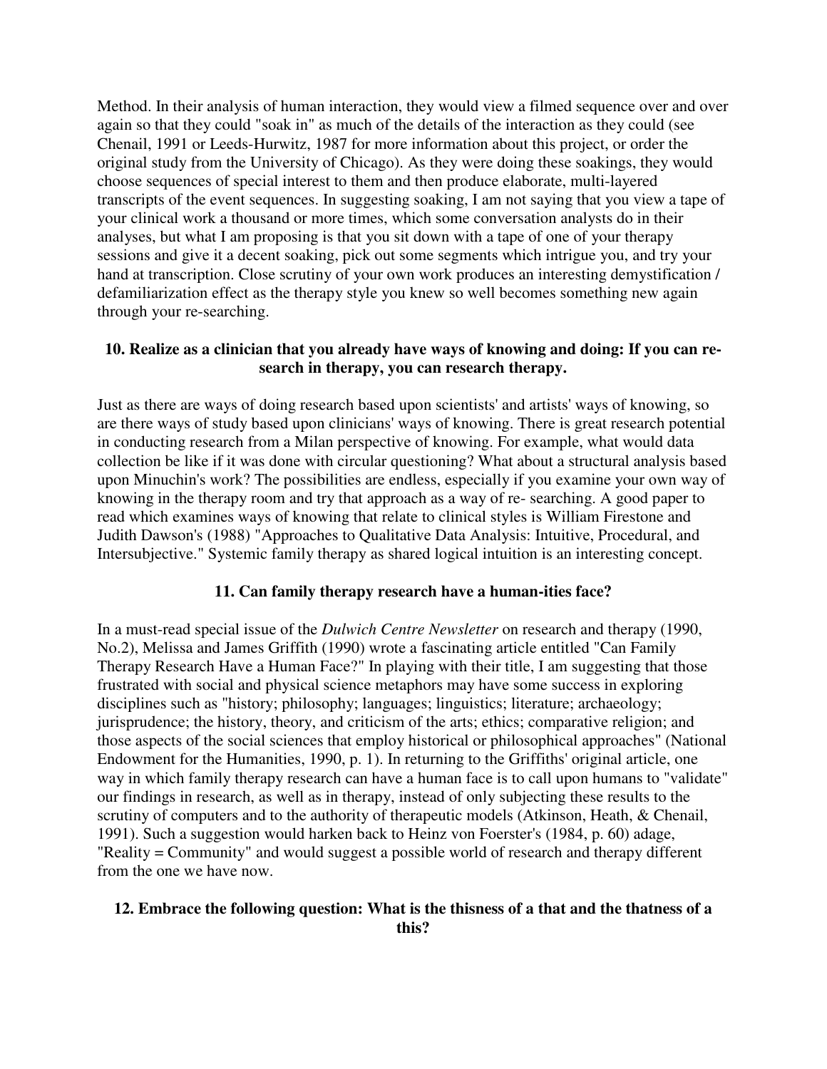Method. In their analysis of human interaction, they would view a filmed sequence over and over again so that they could "soak in" as much of the details of the interaction as they could (see Chenail, 1991 or Leeds-Hurwitz, 1987 for more information about this project, or order the original study from the University of Chicago). As they were doing these soakings, they would choose sequences of special interest to them and then produce elaborate, multi-layered transcripts of the event sequences. In suggesting soaking, I am not saying that you view a tape of your clinical work a thousand or more times, which some conversation analysts do in their analyses, but what I am proposing is that you sit down with a tape of one of your therapy sessions and give it a decent soaking, pick out some segments which intrigue you, and try your hand at transcription. Close scrutiny of your own work produces an interesting demystification / defamiliarization effect as the therapy style you knew so well becomes something new again through your re-searching.

### 10. Realize as a clinician that you already have ways of knowing and doing: If you can re-search in therapy, you can research therapy.

Just as there are ways of doing research based upon scientists' and artists' ways of knowing, so are there ways of study based upon clinicians' ways of knowing. There is great research potential in conducting research from a Milan perspective of knowing. For example, what would data collection be like if it was done with circular questioning? What about a structural analysis based upon Minuchin's work? The possibilities are endless, especially if you examine your own way of knowing in the therapy room and try that approach as a way of re- searching. A good paper to read which examines ways of knowing that relate to clinical styles is William Firestone and Judith Dawson's (1988) "Approaches to Qualitative Data Analysis: Intuitive, Procedural, and Intersubjective." Systemic family therapy as shared logical intuition is an interesting concept.

### 11. Can family therapy research have a human-ities face?

In a must-read special issue of the *Dulwich Centre Newsletter* on research and therapy (1990, No.2), Melissa and James Griffith (1990) wrote a fascinating article entitled "Can Family Therapy Research Have a Human Face?" In playing with their title, I am suggesting that those frustrated with social and physical science metaphors may have some success in exploring disciplines such as "history; philosophy; languages; linguistics; literature; archaeology; jurisprudence; the history, theory, and criticism of the arts; ethics; comparative religion; and those aspects of the social sciences that employ historical or philosophical approaches" (National Endowment for the Humanities, 1990, p. 1). In returning to the Griffiths' original article, one way in which family therapy research can have a human face is to call upon humans to "validate" our findings in research, as well as in therapy, instead of only subjecting these results to the scrutiny of computers and to the authority of therapeutic models (Atkinson, Heath, & Chenail, 1991). Such a suggestion would harken back to Heinz von Foerster's (1984, p. 60) adage, "Reality = Community" and would suggest a possible world of research and therapy different from the one we have now.

### 12. Embrace the following question: What is the thisness of a that and the thatness of a this?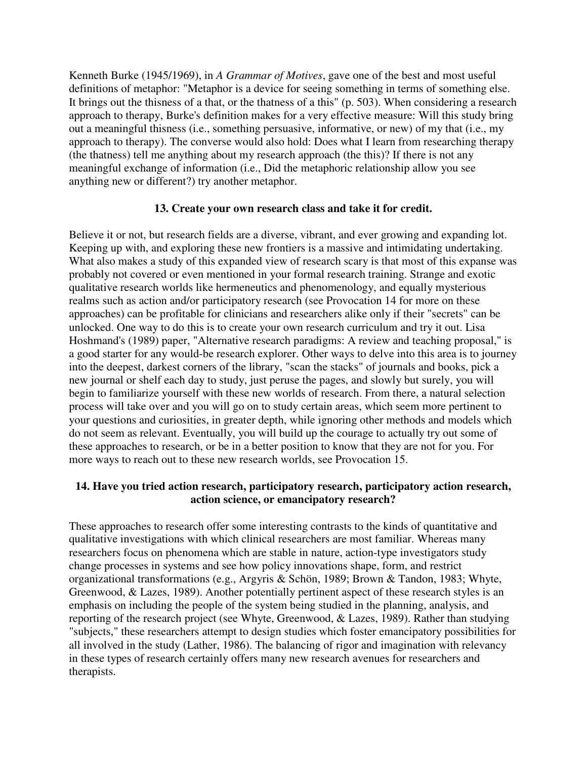Kenneth Burke (1945/1969), in *A Grammar of Motives*, gave one of the best and most useful definitions of metaphor: "Metaphor is a device for seeing something in terms of something else. It brings out the thisness of a that, or the thatness of a this" (p. 503). When considering a research approach to therapy, Burke's definition makes for a very effective measure: Will this study bring out a meaningful thisness (i.e., something persuasive, informative, or new) of my that (i.e., my approach to therapy). The converse would also hold: Does what I learn from researching therapy (the thatness) tell me anything about my research approach (the this)? If there is not any meaningful exchange of information (i.e., Did the metaphoric relationship allow you see anything new or different?) try another metaphor.

### 13. Create your own research class and take it for credit.

Believe it or not, but research fields are a diverse, vibrant, and ever growing and expanding lot. Keeping up with, and exploring these new frontiers is a massive and intimidating undertaking. What also makes a study of this expanded view of research scary is that most of this expanse was probably not covered or even mentioned in your formal research training. Strange and exotic qualitative research worlds like hermeneutics and phenomenology, and equally mysterious realms such as action and/or participatory research (see Provocation 14 for more on these approaches) can be profitable for clinicians and researchers alike only if their "secrets" can be unlocked. One way to do this is to create your own research curriculum and try it out. Lisa Hoshmand's (1989) paper, "Alternative research paradigms: A review and teaching proposal," is a good starter for any would-be research explorer. Other ways to delve into this area is to journey into the deepest, darkest corners of the library, "scan the stacks" of journals and books, pick a new journal or shelf each day to study, just peruse the pages, and slowly but surely, you will begin to familiarize yourself with these new worlds of research. From there, a natural selection process will take over and you will go on to study certain areas, which seem more pertinent to your questions and curiosities, in greater depth, while ignoring other methods and models which do not seem as relevant. Eventually, you will build up the courage to actually try out some of these approaches to research, or be in a better position to know that they are not for you. For more ways to reach out to these new research worlds, see Provocation 15.

### 14. Have you tried action research, participatory research, participatory action research, action science, or emancipatory research?

These approaches to research offer some interesting contrasts to the kinds of quantitative and qualitative investigations with which clinical researchers are most familiar. Whereas many researchers focus on phenomena which are stable in nature, action-type investigators study change processes in systems and see how policy innovations shape, form, and restrict organizational transformations (e.g., Argyris & Schön, 1989; Brown & Tandon, 1983; Whyte, Greenwood, & Lazes, 1989). Another potentially pertinent aspect of these research styles is an emphasis on including the people of the system being studied in the planning, analysis, and reporting of the research project (see Whyte, Greenwood, & Lazes, 1989). Rather than studying "subjects," these researchers attempt to design studies which foster emancipatory possibilities for all involved in the study (Lather, 1986). The balancing of rigor and imagination with relevancy in these types of research certainly offers many new research avenues for researchers and therapists.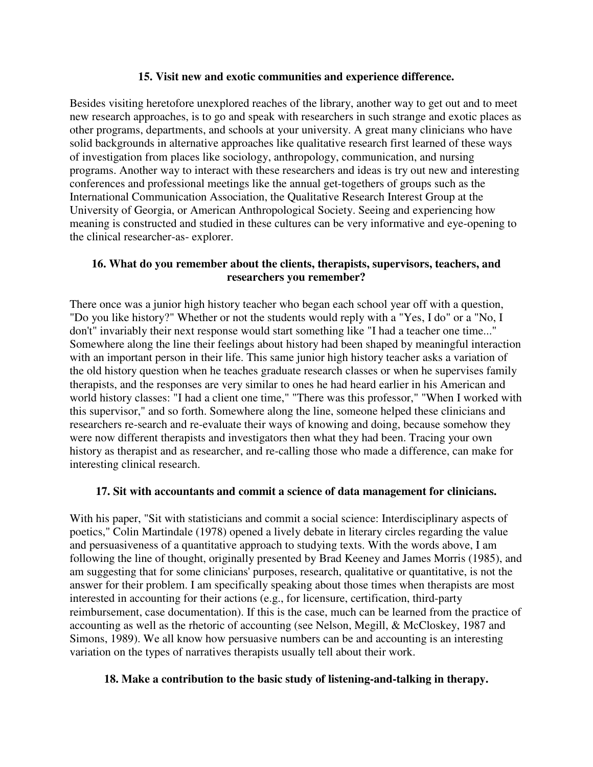### 15. Visit new and exotic communities and experience difference.

Besides visiting heretofore unexplored reaches of the library, another way to get out and to meet new research approaches, is to go and speak with researchers in such strange and exotic places as other programs, departments, and schools at your university. A great many clinicians who have solid backgrounds in alternative approaches like qualitative research first learned of these ways of investigation from places like sociology, anthropology, communication, and nursing programs. Another way to interact with these researchers and ideas is try out new and interesting conferences and professional meetings like the annual get-togethers of groups such as the International Communication Association, the Qualitative Research Interest Group at the University of Georgia, or American Anthropological Society. Seeing and experiencing how meaning is constructed and studied in these cultures can be very informative and eye-opening to the clinical researcher-as- explorer.

### 16. What do you remember about the clients, therapists, supervisors, teachers, and researchers you remember?

There once was a junior high history teacher who began each school year off with a question, "Do you like history?" Whether or not the students would reply with a "Yes, I do" or a "No, I don't" invariably their next response would start something like "I had a teacher one time..." Somewhere along the line their feelings about history had been shaped by meaningful interaction with an important person in their life. This same junior high history teacher asks a variation of the old history question when he teaches graduate research classes or when he supervises family therapists, and the responses are very similar to ones he had heard earlier in his American and world history classes: "I had a client one time," "There was this professor," "When I worked with this supervisor," and so forth. Somewhere along the line, someone helped these clinicians and researchers re-search and re-evaluate their ways of knowing and doing, because somehow they were now different therapists and investigators then what they had been. Tracing your own history as therapist and as researcher, and re-calling those who made a difference, can make for interesting clinical research.

### 17. Sit with accountants and commit a science of data management for clinicians.

With his paper, "Sit with statisticians and commit a social science: Interdisciplinary aspects of poetics," Colin Martindale (1978) opened a lively debate in literary circles regarding the value and persuasiveness of a quantitative approach to studying texts. With the words above, I am following the line of thought, originally presented by Brad Keeney and James Morris (1985), and am suggesting that for some clinicians' purposes, research, qualitative or quantitative, is not the answer for their problem. I am specifically speaking about those times when therapists are most interested in accounting for their actions (e.g., for licensure, certification, third-party reimbursement, case documentation). If this is the case, much can be learned from the practice of accounting as well as the rhetoric of accounting (see Nelson, Megill, & McCloskey, 1987 and Simons, 1989). We all know how persuasive numbers can be and accounting is an interesting variation on the types of narratives therapists usually tell about their work.

### 18. Make a contribution to the basic study of listening-and-talking in therapy.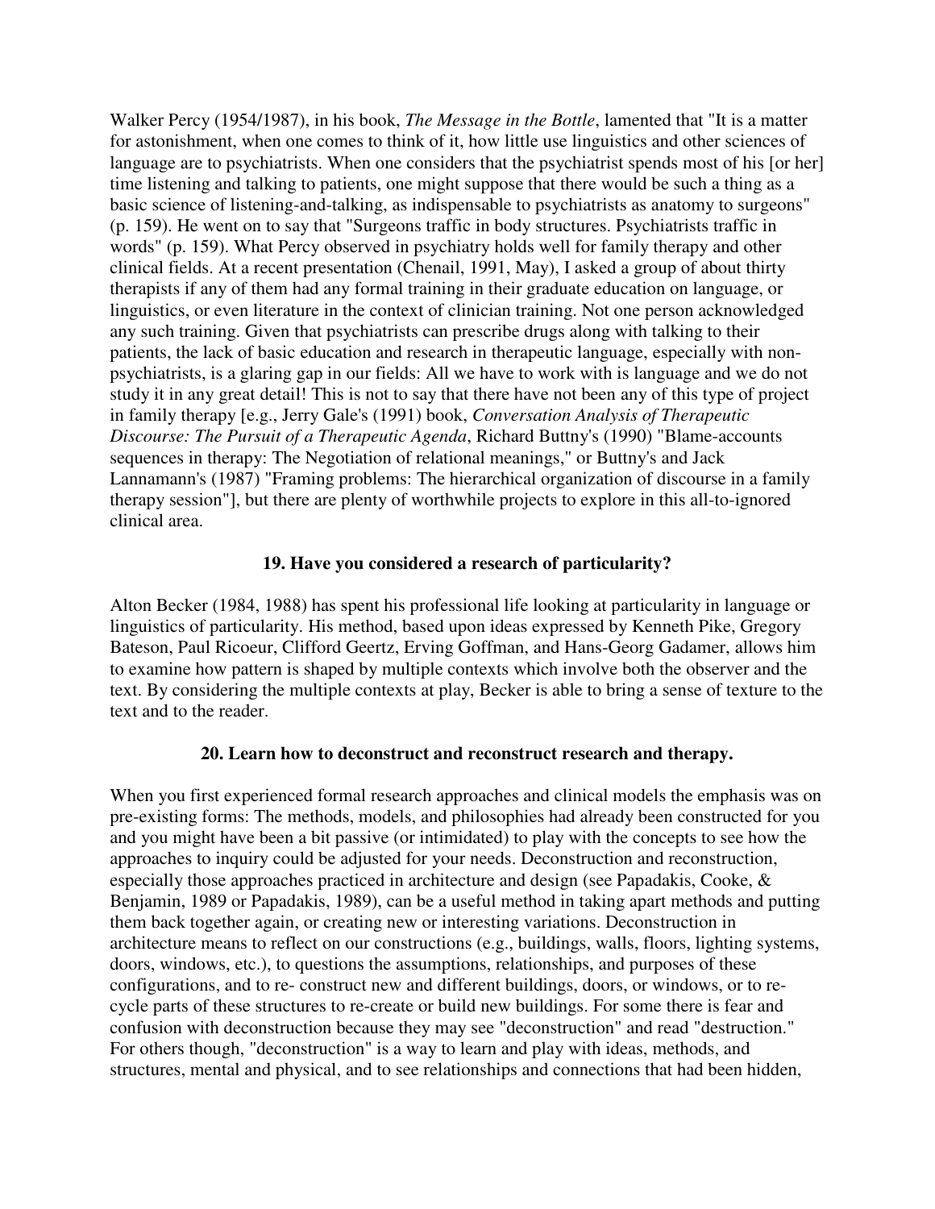Walker Percy (1954/1987), in his book, *The Message in the Bottle*, lamented that "It is a matter for astonishment, when one comes to think of it, how little use linguistics and other sciences of language are to psychiatrists. When one considers that the psychiatrist spends most of his [or her] time listening and talking to patients, one might suppose that there would be such a thing as a basic science of listening-and-talking, as indispensable to psychiatrists as anatomy to surgeons" (p. 159). He went on to say that "Surgeons traffic in body structures. Psychiatrists traffic in words" (p. 159). What Percy observed in psychiatry holds well for family therapy and other clinical fields. At a recent presentation (Chenail, 1991, May), I asked a group of about thirty therapists if any of them had any formal training in their graduate education on language, or linguistics, or even literature in the context of clinician training. Not one person acknowledged any such training. Given that psychiatrists can prescribe drugs along with talking to their patients, the lack of basic education and research in therapeutic language, especially with non-psychiatrists, is a glaring gap in our fields: All we have to work with is language and we do not study it in any great detail! This is not to say that there have not been any of this type of project in family therapy [e.g., Jerry Gale's (1991) book, *Conversation Analysis of Therapeutic Discourse: The Pursuit of a Therapeutic Agenda*, Richard Buttny's (1990) "Blame-accounts sequences in therapy: The Negotiation of relational meanings," or Buttny's and Jack Lannamann's (1987) "Framing problems: The hierarchical organization of discourse in a family therapy session"], but there are plenty of worthwhile projects to explore in this all-to-ignored clinical area.

### 19. Have you considered a research of particularity?

Alton Becker (1984, 1988) has spent his professional life looking at particularity in language or linguistics of particularity. His method, based upon ideas expressed by Kenneth Pike, Gregory Bateson, Paul Ricoeur, Clifford Geertz, Erving Goffman, and Hans-Georg Gadamer, allows him to examine how pattern is shaped by multiple contexts which involve both the observer and the text. By considering the multiple contexts at play, Becker is able to bring a sense of texture to the text and to the reader.

### 20. Learn how to deconstruct and reconstruct research and therapy.

When you first experienced formal research approaches and clinical models the emphasis was on pre-existing forms: The methods, models, and philosophies had already been constructed for you and you might have been a bit passive (or intimidated) to play with the concepts to see how the approaches to inquiry could be adjusted for your needs. Deconstruction and reconstruction, especially those approaches practiced in architecture and design (see Papadakis, Cooke, & Benjamin, 1989 or Papadakis, 1989), can be a useful method in taking apart methods and putting them back together again, or creating new or interesting variations. Deconstruction in architecture means to reflect on our constructions (e.g., buildings, walls, floors, lighting systems, doors, windows, etc.), to questions the assumptions, relationships, and purposes of these configurations, and to re- construct new and different buildings, doors, or windows, or to re-cycle parts of these structures to re-create or build new buildings. For some there is fear and confusion with deconstruction because they may see "deconstruction" and read "destruction." For others though, "deconstruction" is a way to learn and play with ideas, methods, and structures, mental and physical, and to see relationships and connections that had been hidden,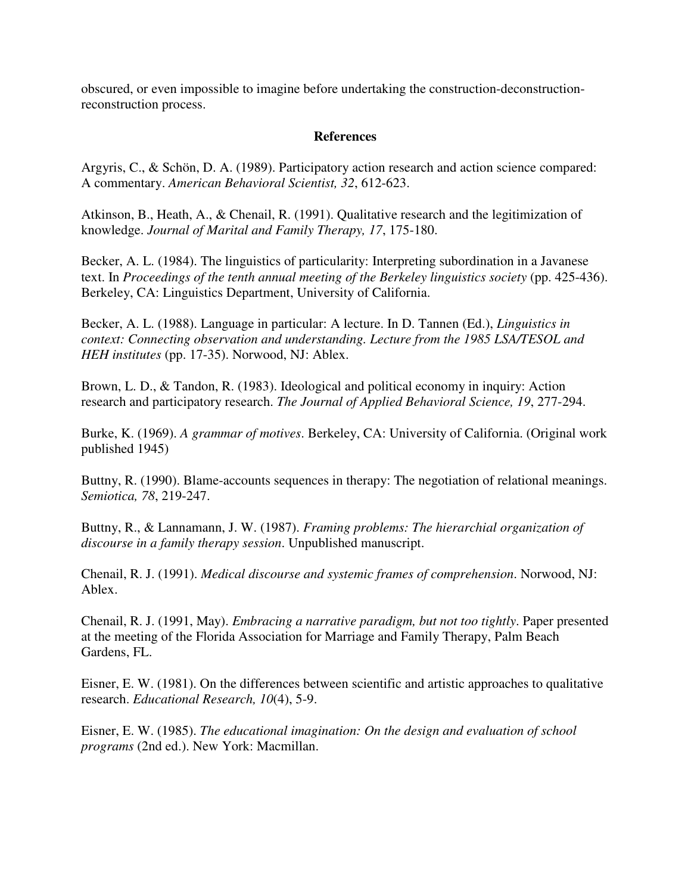obscured, or even impossible to imagine before undertaking the construction-deconstruction-reconstruction process.

## References

Argyris, C., & Schön, D. A. (1989). Participatory action research and action science compared: A commentary. *American Behavioral Scientist, 32*, 612-623.

Atkinson, B., Heath, A., & Chenail, R. (1991). Qualitative research and the legitimization of knowledge. *Journal of Marital and Family Therapy, 17*, 175-180.

Becker, A. L. (1984). The linguistics of particularity: Interpreting subordination in a Javanese text. In *Proceedings of the tenth annual meeting of the Berkeley linguistics society* (pp. 425-436). Berkeley, CA: Linguistics Department, University of California.

Becker, A. L. (1988). Language in particular: A lecture. In D. Tannen (Ed.), *Linguistics in context: Connecting observation and understanding. Lecture from the 1985 LSA/TESOL and HEH institutes* (pp. 17-35). Norwood, NJ: Ablex.

Brown, L. D., & Tandon, R. (1983). Ideological and political economy in inquiry: Action research and participatory research. *The Journal of Applied Behavioral Science, 19*, 277-294.

Burke, K. (1969). *A grammar of motives*. Berkeley, CA: University of California. (Original work published 1945)

Buttny, R. (1990). Blame-accounts sequences in therapy: The negotiation of relational meanings. *Semiotica, 78*, 219-247.

Buttny, R., & Lannamann, J. W. (1987). *Framing problems: The hierarchial organization of discourse in a family therapy session*. Unpublished manuscript.

Chenail, R. J. (1991). *Medical discourse and systemic frames of comprehension*. Norwood, NJ: Ablex.

Chenail, R. J. (1991, May). *Embracing a narrative paradigm, but not too tightly*. Paper presented at the meeting of the Florida Association for Marriage and Family Therapy, Palm Beach Gardens, FL.

Eisner, E. W. (1981). On the differences between scientific and artistic approaches to qualitative research. *Educational Research, 10*(4), 5-9.

Eisner, E. W. (1985). *The educational imagination: On the design and evaluation of school programs* (2nd ed.). New York: Macmillan.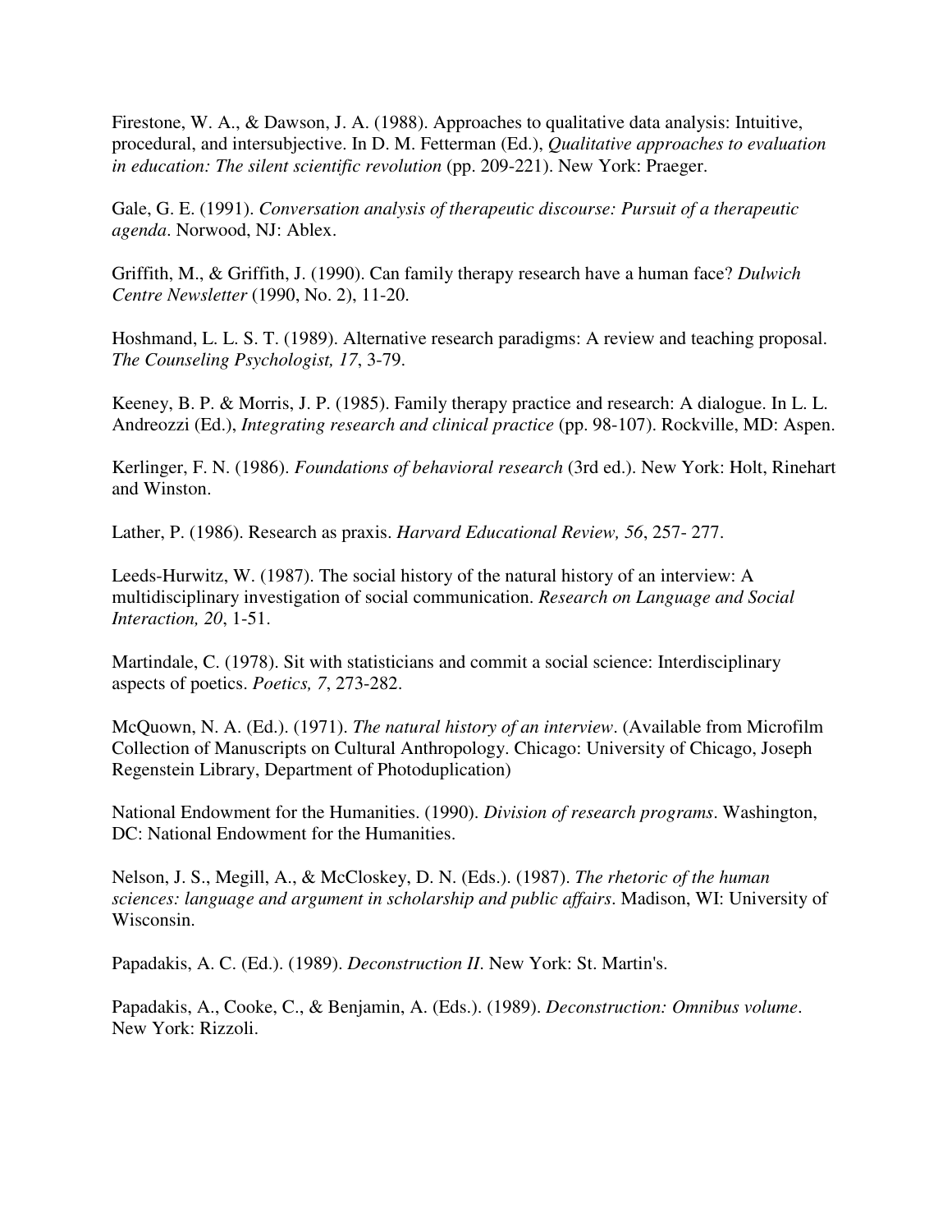Firestone, W. A., & Dawson, J. A. (1988). Approaches to qualitative data analysis: Intuitive, procedural, and intersubjective. In D. M. Fetterman (Ed.), *Qualitative approaches to evaluation in education: The silent scientific revolution* (pp. 209-221). New York: Praeger.

Gale, G. E. (1991). *Conversation analysis of therapeutic discourse: Pursuit of a therapeutic agenda*. Norwood, NJ: Ablex.

Griffith, M., & Griffith, J. (1990). Can family therapy research have a human face? *Dulwich Centre Newsletter* (1990, No. 2), 11-20.

Hoshmand, L. L. S. T. (1989). Alternative research paradigms: A review and teaching proposal. *The Counseling Psychologist, 17*, 3-79.

Keeney, B. P. & Morris, J. P. (1985). Family therapy practice and research: A dialogue. In L. L. Andreozzi (Ed.), *Integrating research and clinical practice* (pp. 98-107). Rockville, MD: Aspen.

Kerlinger, F. N. (1986). *Foundations of behavioral research* (3rd ed.). New York: Holt, Rinehart and Winston.

Lather, P. (1986). Research as praxis. *Harvard Educational Review, 56*, 257- 277.

Leeds-Hurwitz, W. (1987). The social history of the natural history of an interview: A multidisciplinary investigation of social communication. *Research on Language and Social Interaction, 20*, 1-51.

Martindale, C. (1978). Sit with statisticians and commit a social science: Interdisciplinary aspects of poetics. *Poetics, 7*, 273-282.

McQuown, N. A. (Ed.). (1971). *The natural history of an interview*. (Available from Microfilm Collection of Manuscripts on Cultural Anthropology. Chicago: University of Chicago, Joseph Regenstein Library, Department of Photoduplication)

National Endowment for the Humanities. (1990). *Division of research programs*. Washington, DC: National Endowment for the Humanities.

Nelson, J. S., Megill, A., & McCloskey, D. N. (Eds.). (1987). *The rhetoric of the human sciences: language and argument in scholarship and public affairs*. Madison, WI: University of Wisconsin.

Papadakis, A. C. (Ed.). (1989). *Deconstruction II*. New York: St. Martin's.

Papadakis, A., Cooke, C., & Benjamin, A. (Eds.). (1989). *Deconstruction: Omnibus volume*. New York: Rizzoli.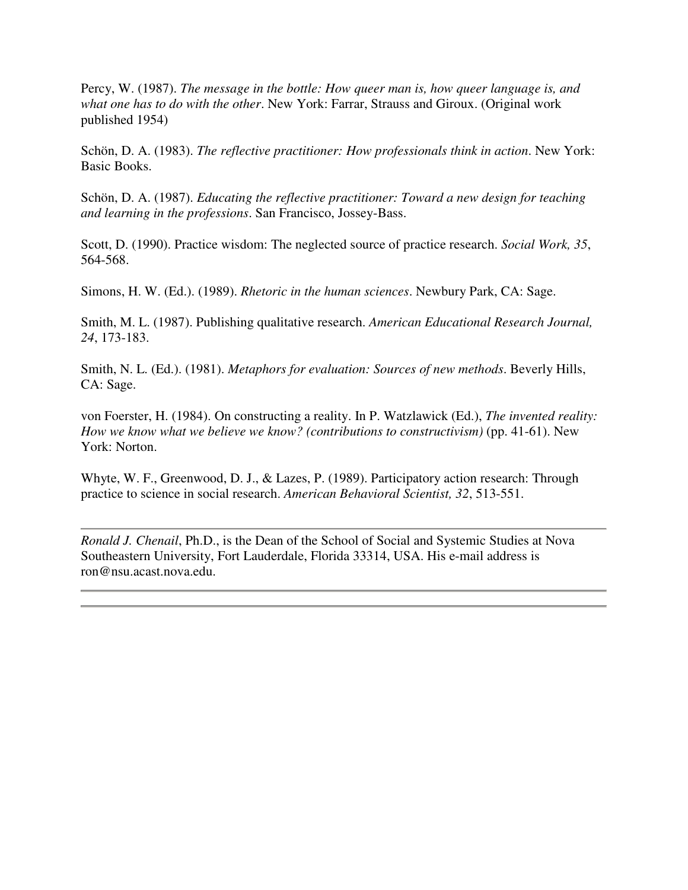Percy, W. (1987). *The message in the bottle: How queer man is, how queer language is, and what one has to do with the other*. New York: Farrar, Strauss and Giroux. (Original work published 1954)

Schön, D. A. (1983). *The reflective practitioner: How professionals think in action*. New York: Basic Books.

Schön, D. A. (1987). *Educating the reflective practitioner: Toward a new design for teaching and learning in the professions*. San Francisco, Jossey-Bass.

Scott, D. (1990). Practice wisdom: The neglected source of practice research. *Social Work, 35*, 564-568.

Simons, H. W. (Ed.). (1989). *Rhetoric in the human sciences*. Newbury Park, CA: Sage.

Smith, M. L. (1987). Publishing qualitative research. *American Educational Research Journal, 24*, 173-183.

Smith, N. L. (Ed.). (1981). *Metaphors for evaluation: Sources of new methods*. Beverly Hills, CA: Sage.

von Foerster, H. (1984). On constructing a reality. In P. Watzlawick (Ed.), *The invented reality: How we know what we believe we know? (contributions to constructivism)* (pp. 41-61). New York: Norton.

Whyte, W. F., Greenwood, D. J., & Lazes, P. (1989). Participatory action research: Through practice to science in social research. *American Behavioral Scientist, 32*, 513-551.

---

*Ronald J. Chenail*, Ph.D., is the Dean of the School of Social and Systemic Studies at Nova Southeastern University, Fort Lauderdale, Florida 33314, USA. His e-mail address is ron@nsu.acast.nova.edu.

---